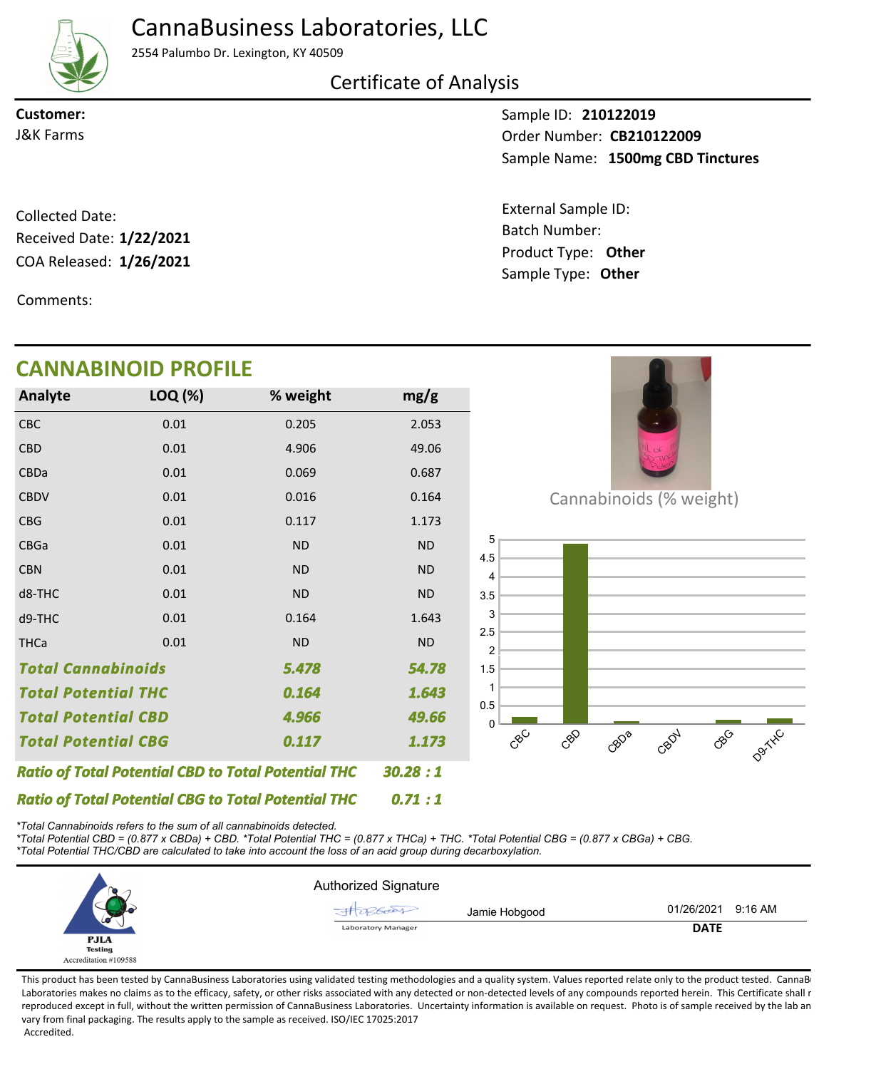# CannaBusiness Laboratories, LLC

2554 Palumbo Dr. Lexington, KY 40509

## Certificate of Analysis

**Customer:**
J&K Farms

Sample ID: **210122019**
Order Number: **CB210122009**
Sample Name: **1500mg CBD Tinctures**

Collected Date:
Received Date: **1/22/2021**
COA Released: **1/26/2021**

External Sample ID:
Batch Number:
Product Type: **Other**
Sample Type: **Other**

Comments:

## CANNABINOID PROFILE

| Analyte | LOQ (%) | % weight | mg/g |
|---|---|---|---|
| CBC | 0.01 | 0.205 | 2.053 |
| CBD | 0.01 | 4.906 | 49.06 |
| CBDa | 0.01 | 0.069 | 0.687 |
| CBDV | 0.01 | 0.016 | 0.164 |
| CBG | 0.01 | 0.117 | 1.173 |
| CBGa | 0.01 | ND | ND |
| CBN | 0.01 | ND | ND |
| d8-THC | 0.01 | ND | ND |
| d9-THC | 0.01 | 0.164 | 1.643 |
| THCa | 0.01 | ND | ND |
| ***Total Cannabinoids*** | | ***5.478*** | ***54.78*** |
| ***Total Potential THC*** | | ***0.164*** | ***1.643*** |
| ***Total Potential CBD*** | | ***4.966*** | ***49.66*** |
| ***Total Potential CBG*** | | ***0.117*** | ***1.173*** |

***Ratio of Total Potential CBD to Total Potential THC*** ***30.28 : 1***

***Ratio of Total Potential CBG to Total Potential THC*** ***0.71 : 1***

Cannabinoids (% weight)

*\*Total Cannabinoids refers to the sum of all cannabinoids detected.*
*\*Total Potential CBD = (0.877 x CBDa) + CBD. \*Total Potential THC = (0.877 x THCa) + THC. \*Total Potential CBG = (0.877 x CBGa) + CBG.*
*\*Total Potential THC/CBD are calculated to take into account the loss of an acid group during decarboxylation.*

PJLA Testing Accreditation #109588

Authorized Signature

| Laboratory Manager | Jamie Hobgood | 01/26/2021 9:16 AM |
|---|---|---|
| | | **DATE** |

This product has been tested by CannaBusiness Laboratories using validated testing methodologies and a quality system. Values reported relate only to the product tested. CannaBusiness Laboratories makes no claims as to the efficacy, safety, or other risks associated with any detected or non-detected levels of any compounds reported herein. This Certificate shall not be reproduced except in full, without the written permission of CannaBusiness Laboratories. Uncertainty information is available on request. Photo is of sample received by the lab and may vary from final packaging. The results apply to the sample as received. ISO/IEC 17025:2017 Accredited.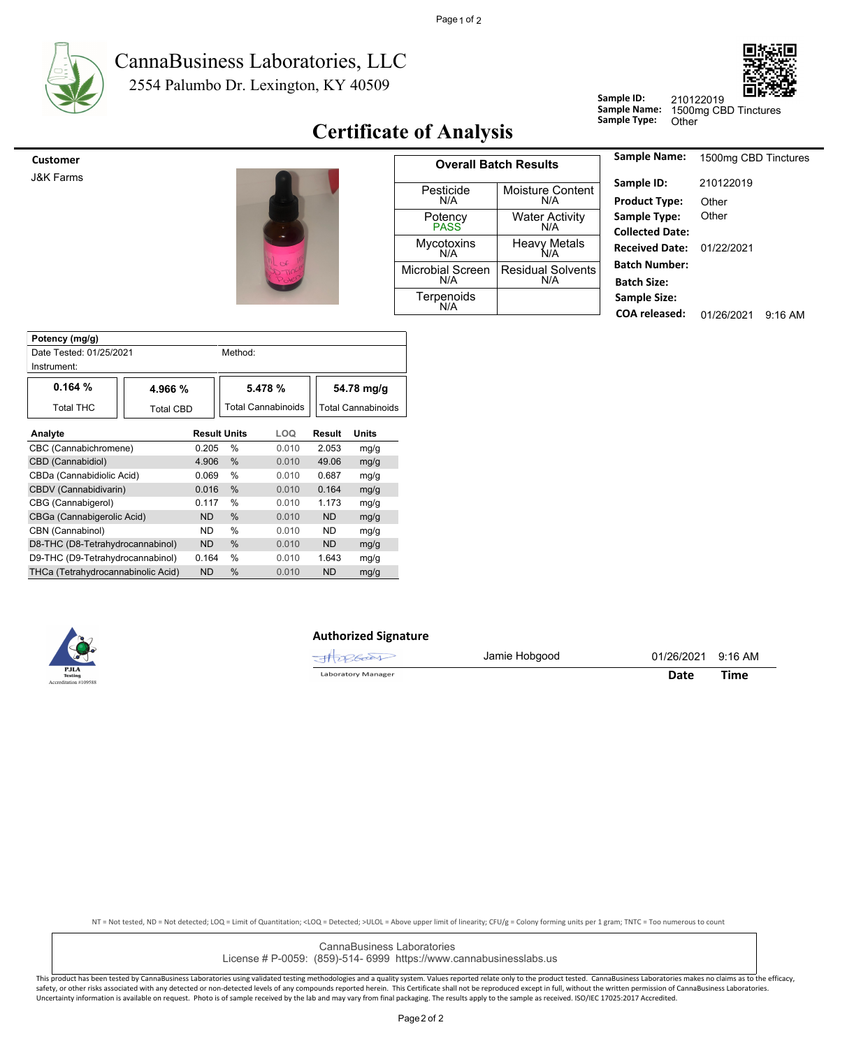# CannaBusiness Laboratories, LLC

2554 Palumbo Dr. Lexington, KY 40509

**Sample ID:** 210122019
**Sample Name:** 1500mg CBD Tinctures
**Sample Type:** Other

## Certificate of Analysis

**Customer**

J&K Farms

| Overall Batch Results | |
|---|---|
| Pesticide N/A | Moisture Content N/A |
| Potency PASS | Water Activity N/A |
| Mycotoxins N/A | Heavy Metals N/A |
| Microbial Screen N/A | Residual Solvents N/A |
| Terpenoids N/A | |

| | |
|---|---|
| **Sample Name:** | 1500mg CBD Tinctures |
| **Sample ID:** | 210122019 |
| **Product Type:** | Other |
| **Sample Type:** | Other |
| **Collected Date:** | |
| **Received Date:** | 01/22/2021 |
| **Batch Number:** | |
| **Batch Size:** | |
| **Sample Size:** | |
| **COA released:** | 01/26/2021 9:16 AM |

**Potency (mg/g)**

Date Tested: 01/25/2021

Method:

Instrument:

| Total THC | Total CBD | Total Cannabinoids | Total Cannabinoids |
|---|---|---|---|
| 0.164 % | 4.966 % | 5.478 % | 54.78 mg/g |

| Analyte | Result | Units | LOQ | Result | Units |
|---|---|---|---|---|---|
| CBC (Cannabichromene) | 0.205 | % | 0.010 | 2.053 | mg/g |
| CBD (Cannabidiol) | 4.906 | % | 0.010 | 49.06 | mg/g |
| CBDa (Cannabidiolic Acid) | 0.069 | % | 0.010 | 0.687 | mg/g |
| CBDV (Cannabidivarin) | 0.016 | % | 0.010 | 0.164 | mg/g |
| CBG (Cannabigerol) | 0.117 | % | 0.010 | 1.173 | mg/g |
| CBGa (Cannabigerolic Acid) | ND | % | 0.010 | ND | mg/g |
| CBN (Cannabinol) | ND | % | 0.010 | ND | mg/g |
| D8-THC (D8-Tetrahydrocannabinol) | ND | % | 0.010 | ND | mg/g |
| D9-THC (D9-Tetrahydrocannabinol) | 0.164 | % | 0.010 | 1.643 | mg/g |
| THCa (Tetrahydrocannabinolic Acid) | ND | % | 0.010 | ND | mg/g |

PJLA Testing Accreditation #109588

**Authorized Signature**

Jamie Hobgood, Laboratory Manager — Date: 01/26/2021 Time: 9:16 AM

NT = Not tested, ND = Not detected; LOQ = Limit of Quantitation; <LOQ = Detected; >ULOL = Above upper limit of linearity; CFU/g = Colony forming units per 1 gram; TNTC = Too numerous to count

CannaBusiness Laboratories
License # P-0059: (859)-514- 6999 https://www.cannabusinesslabs.us

This product has been tested by CannaBusiness Laboratories using validated testing methodologies and a quality system. Values reported relate only to the product tested. CannaBusiness Laboratories makes no claims as to the efficacy, safety, or other risks associated with any detected or non-detected levels of any compounds reported herein. This Certificate shall not be reproduced except in full, without the written permission of CannaBusiness Laboratories. Uncertainty information is available on request. Photo is of sample received by the lab and may vary from final packaging. The results apply to the sample as received. ISO/IEC 17025:2017 Accredited.